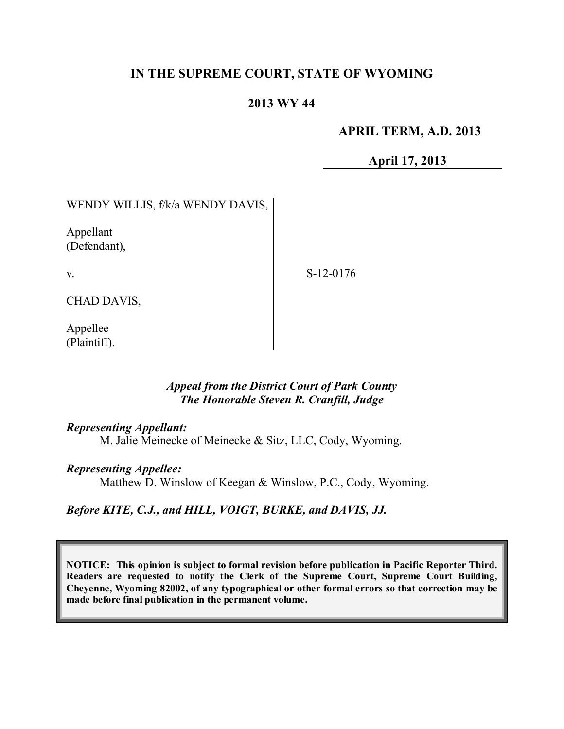# IN THE SUPREME COURT, STATE OF WYOMING

## 2013 WY 44

**APRIL TERM, A.D. 2013**

**April 17, 2013**

WENDY WILLIS, f/k/a WENDY DAVIS,

Appellant
(Defendant),

v.

CHAD DAVIS,

Appellee
(Plaintiff).

S-12-0176

*Appeal from the District Court of Park County*
*The Honorable Steven R. Cranfill, Judge*

***Representing Appellant:***
M. Jalie Meinecke of Meinecke & Sitz, LLC, Cody, Wyoming.

***Representing Appellee:***
Matthew D. Winslow of Keegan & Winslow, P.C., Cody, Wyoming.

***Before KITE, C.J., and HILL, VOIGT, BURKE, and DAVIS, JJ.***

**NOTICE: This opinion is subject to formal revision before publication in Pacific Reporter Third. Readers are requested to notify the Clerk of the Supreme Court, Supreme Court Building, Cheyenne, Wyoming 82002, of any typographical or other formal errors so that correction may be made before final publication in the permanent volume.**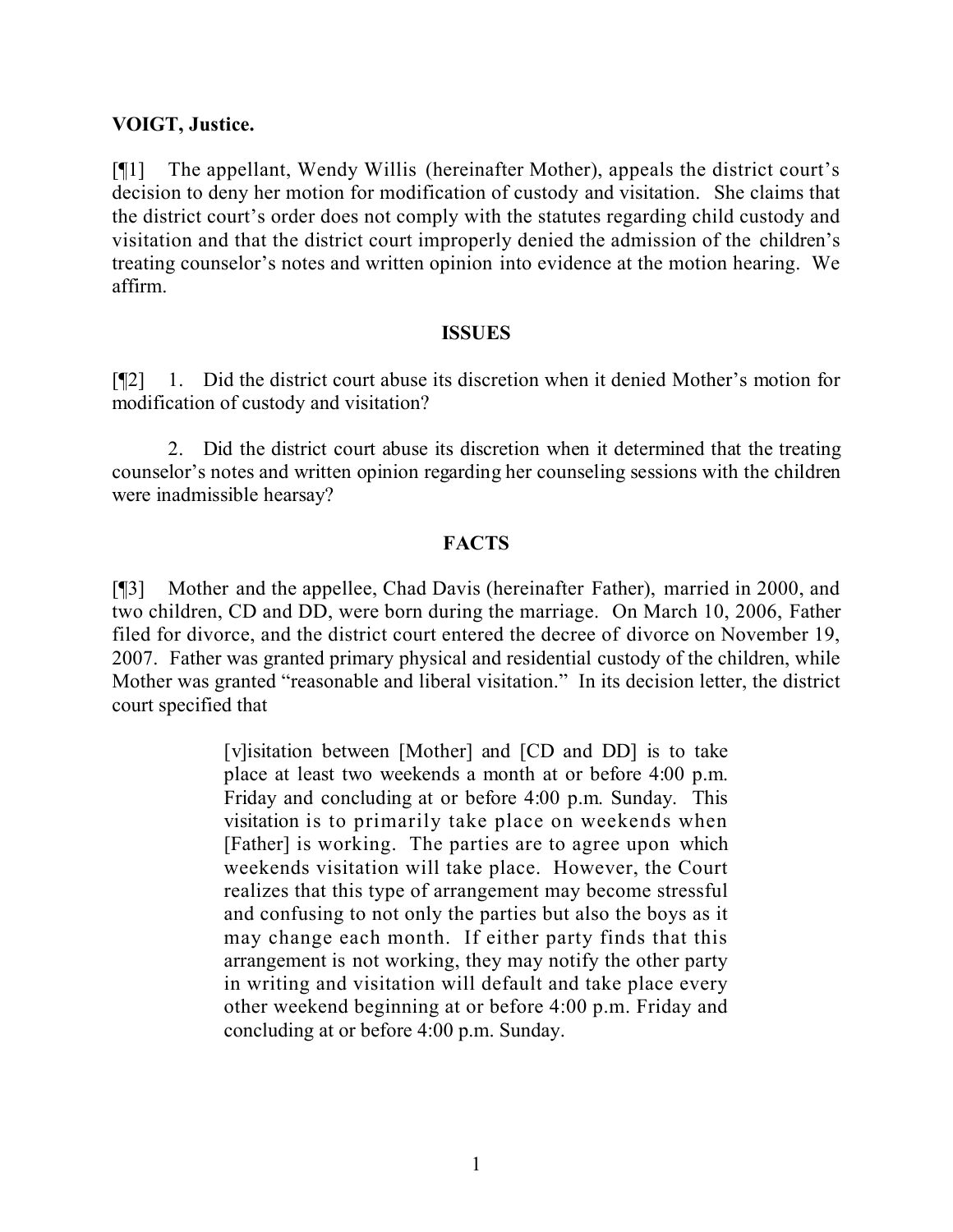**VOIGT, Justice.**

[¶1] The appellant, Wendy Willis (hereinafter Mother), appeals the district court's decision to deny her motion for modification of custody and visitation. She claims that the district court's order does not comply with the statutes regarding child custody and visitation and that the district court improperly denied the admission of the children's treating counselor's notes and written opinion into evidence at the motion hearing. We affirm.

## ISSUES

[¶2] 1. Did the district court abuse its discretion when it denied Mother's motion for modification of custody and visitation?

2. Did the district court abuse its discretion when it determined that the treating counselor's notes and written opinion regarding her counseling sessions with the children were inadmissible hearsay?

## FACTS

[¶3] Mother and the appellee, Chad Davis (hereinafter Father), married in 2000, and two children, CD and DD, were born during the marriage. On March 10, 2006, Father filed for divorce, and the district court entered the decree of divorce on November 19, 2007. Father was granted primary physical and residential custody of the children, while Mother was granted "reasonable and liberal visitation." In its decision letter, the district court specified that

> [v]isitation between [Mother] and [CD and DD] is to take place at least two weekends a month at or before 4:00 p.m. Friday and concluding at or before 4:00 p.m. Sunday. This visitation is to primarily take place on weekends when [Father] is working. The parties are to agree upon which weekends visitation will take place. However, the Court realizes that this type of arrangement may become stressful and confusing to not only the parties but also the boys as it may change each month. If either party finds that this arrangement is not working, they may notify the other party in writing and visitation will default and take place every other weekend beginning at or before 4:00 p.m. Friday and concluding at or before 4:00 p.m. Sunday.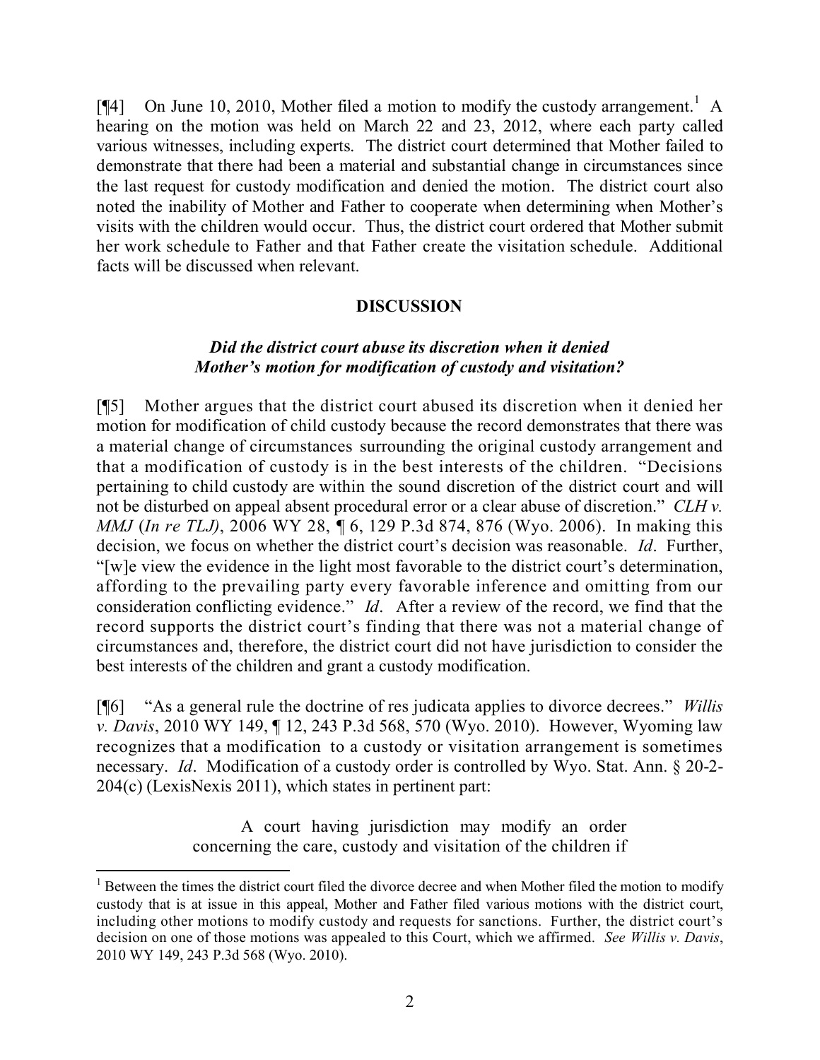[¶4] On June 10, 2010, Mother filed a motion to modify the custody arrangement.[1] A hearing on the motion was held on March 22 and 23, 2012, where each party called various witnesses, including experts. The district court determined that Mother failed to demonstrate that there had been a material and substantial change in circumstances since the last request for custody modification and denied the motion. The district court also noted the inability of Mother and Father to cooperate when determining when Mother's visits with the children would occur. Thus, the district court ordered that Mother submit her work schedule to Father and that Father create the visitation schedule. Additional facts will be discussed when relevant.

## DISCUSSION

### *Did the district court abuse its discretion when it denied Mother's motion for modification of custody and visitation?*

[¶5] Mother argues that the district court abused its discretion when it denied her motion for modification of child custody because the record demonstrates that there was a material change of circumstances surrounding the original custody arrangement and that a modification of custody is in the best interests of the children. "Decisions pertaining to child custody are within the sound discretion of the district court and will not be disturbed on appeal absent procedural error or a clear abuse of discretion." *CLH v. MMJ* (*In re TLJ)*, 2006 WY 28, ¶ 6, 129 P.3d 874, 876 (Wyo. 2006). In making this decision, we focus on whether the district court's decision was reasonable. *Id*. Further, "[w]e view the evidence in the light most favorable to the district court's determination, affording to the prevailing party every favorable inference and omitting from our consideration conflicting evidence." *Id*. After a review of the record, we find that the record supports the district court's finding that there was not a material change of circumstances and, therefore, the district court did not have jurisdiction to consider the best interests of the children and grant a custody modification.

[¶6] "As a general rule the doctrine of res judicata applies to divorce decrees." *Willis v. Davis*, 2010 WY 149, ¶ 12, 243 P.3d 568, 570 (Wyo. 2010). However, Wyoming law recognizes that a modification to a custody or visitation arrangement is sometimes necessary. *Id*. Modification of a custody order is controlled by Wyo. Stat. Ann. § 20-2-204(c) (LexisNexis 2011), which states in pertinent part:

> A court having jurisdiction may modify an order concerning the care, custody and visitation of the children if

[1] Between the times the district court filed the divorce decree and when Mother filed the motion to modify custody that is at issue in this appeal, Mother and Father filed various motions with the district court, including other motions to modify custody and requests for sanctions. Further, the district court's decision on one of those motions was appealed to this Court, which we affirmed. *See Willis v. Davis*, 2010 WY 149, 243 P.3d 568 (Wyo. 2010).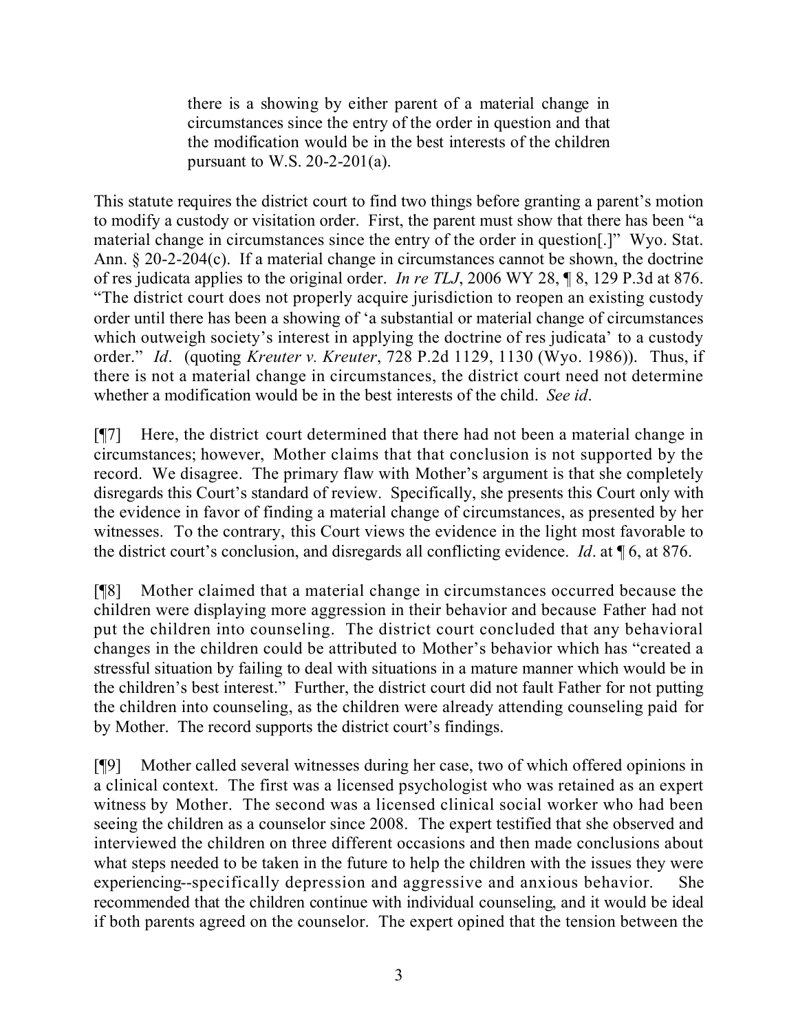> there is a showing by either parent of a material change in circumstances since the entry of the order in question and that the modification would be in the best interests of the children pursuant to W.S. 20-2-201(a).

This statute requires the district court to find two things before granting a parent's motion to modify a custody or visitation order. First, the parent must show that there has been "a material change in circumstances since the entry of the order in question[.]" Wyo. Stat. Ann. § 20-2-204(c). If a material change in circumstances cannot be shown, the doctrine of res judicata applies to the original order. *In re TLJ*, 2006 WY 28, ¶ 8, 129 P.3d at 876. "The district court does not properly acquire jurisdiction to reopen an existing custody order until there has been a showing of 'a substantial or material change of circumstances which outweigh society's interest in applying the doctrine of res judicata' to a custody order." *Id*. (quoting *Kreuter v. Kreuter*, 728 P.2d 1129, 1130 (Wyo. 1986)). Thus, if there is not a material change in circumstances, the district court need not determine whether a modification would be in the best interests of the child. *See id*.

[¶7] Here, the district court determined that there had not been a material change in circumstances; however, Mother claims that that conclusion is not supported by the record. We disagree. The primary flaw with Mother's argument is that she completely disregards this Court's standard of review. Specifically, she presents this Court only with the evidence in favor of finding a material change of circumstances, as presented by her witnesses. To the contrary, this Court views the evidence in the light most favorable to the district court's conclusion, and disregards all conflicting evidence. *Id*. at ¶ 6, at 876.

[¶8] Mother claimed that a material change in circumstances occurred because the children were displaying more aggression in their behavior and because Father had not put the children into counseling. The district court concluded that any behavioral changes in the children could be attributed to Mother's behavior which has "created a stressful situation by failing to deal with situations in a mature manner which would be in the children's best interest." Further, the district court did not fault Father for not putting the children into counseling, as the children were already attending counseling paid for by Mother. The record supports the district court's findings.

[¶9] Mother called several witnesses during her case, two of which offered opinions in a clinical context. The first was a licensed psychologist who was retained as an expert witness by Mother. The second was a licensed clinical social worker who had been seeing the children as a counselor since 2008. The expert testified that she observed and interviewed the children on three different occasions and then made conclusions about what steps needed to be taken in the future to help the children with the issues they were experiencing--specifically depression and aggressive and anxious behavior. She recommended that the children continue with individual counseling, and it would be ideal if both parents agreed on the counselor. The expert opined that the tension between the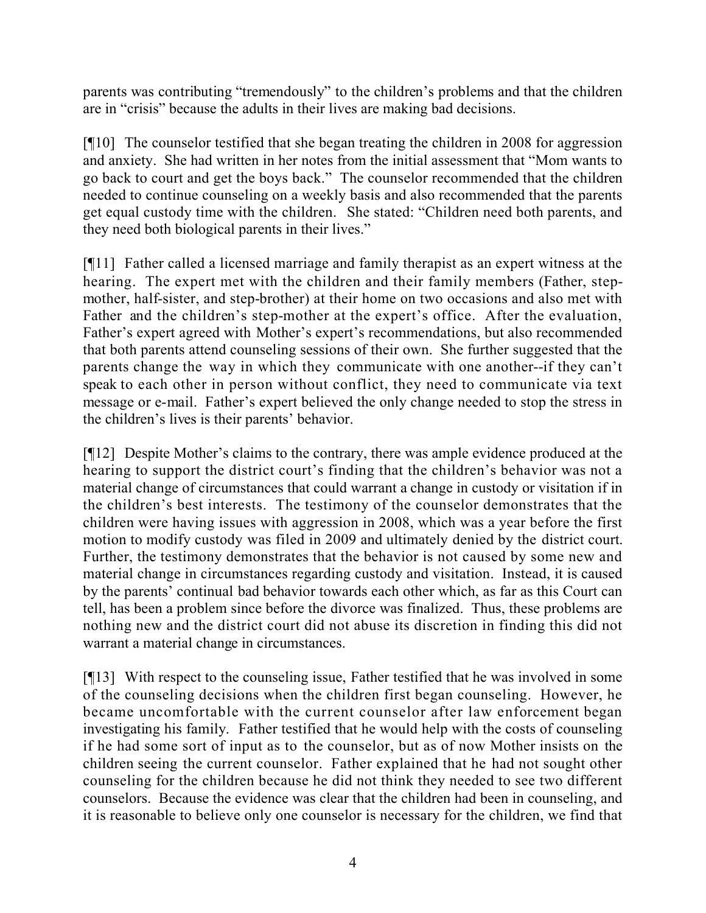parents was contributing "tremendously" to the children's problems and that the children are in "crisis" because the adults in their lives are making bad decisions.

[¶10] The counselor testified that she began treating the children in 2008 for aggression and anxiety. She had written in her notes from the initial assessment that "Mom wants to go back to court and get the boys back." The counselor recommended that the children needed to continue counseling on a weekly basis and also recommended that the parents get equal custody time with the children. She stated: "Children need both parents, and they need both biological parents in their lives."

[¶11] Father called a licensed marriage and family therapist as an expert witness at the hearing. The expert met with the children and their family members (Father, step-mother, half-sister, and step-brother) at their home on two occasions and also met with Father and the children's step-mother at the expert's office. After the evaluation, Father's expert agreed with Mother's expert's recommendations, but also recommended that both parents attend counseling sessions of their own. She further suggested that the parents change the way in which they communicate with one another--if they can't speak to each other in person without conflict, they need to communicate via text message or e-mail. Father's expert believed the only change needed to stop the stress in the children's lives is their parents' behavior.

[¶12] Despite Mother's claims to the contrary, there was ample evidence produced at the hearing to support the district court's finding that the children's behavior was not a material change of circumstances that could warrant a change in custody or visitation if in the children's best interests. The testimony of the counselor demonstrates that the children were having issues with aggression in 2008, which was a year before the first motion to modify custody was filed in 2009 and ultimately denied by the district court. Further, the testimony demonstrates that the behavior is not caused by some new and material change in circumstances regarding custody and visitation. Instead, it is caused by the parents' continual bad behavior towards each other which, as far as this Court can tell, has been a problem since before the divorce was finalized. Thus, these problems are nothing new and the district court did not abuse its discretion in finding this did not warrant a material change in circumstances.

[¶13] With respect to the counseling issue, Father testified that he was involved in some of the counseling decisions when the children first began counseling. However, he became uncomfortable with the current counselor after law enforcement began investigating his family. Father testified that he would help with the costs of counseling if he had some sort of input as to the counselor, but as of now Mother insists on the children seeing the current counselor. Father explained that he had not sought other counseling for the children because he did not think they needed to see two different counselors. Because the evidence was clear that the children had been in counseling, and it is reasonable to believe only one counselor is necessary for the children, we find that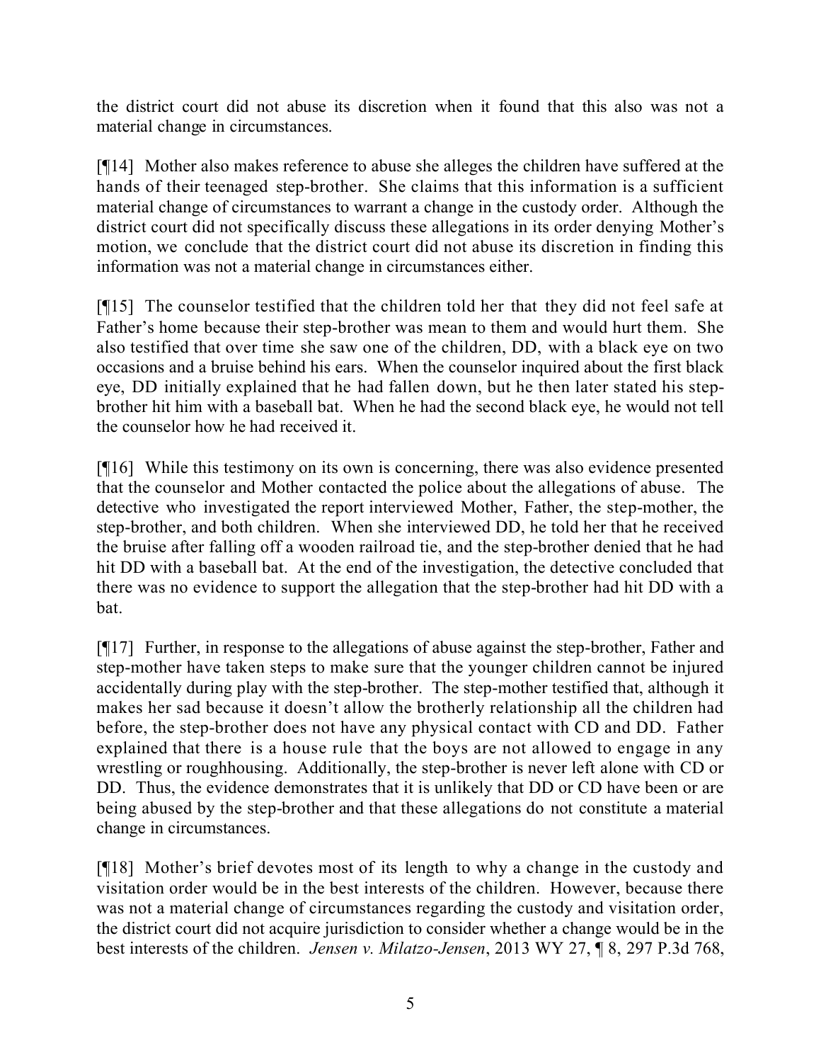the district court did not abuse its discretion when it found that this also was not a material change in circumstances.

[¶14] Mother also makes reference to abuse she alleges the children have suffered at the hands of their teenaged step-brother. She claims that this information is a sufficient material change of circumstances to warrant a change in the custody order. Although the district court did not specifically discuss these allegations in its order denying Mother's motion, we conclude that the district court did not abuse its discretion in finding this information was not a material change in circumstances either.

[¶15] The counselor testified that the children told her that they did not feel safe at Father's home because their step-brother was mean to them and would hurt them. She also testified that over time she saw one of the children, DD, with a black eye on two occasions and a bruise behind his ears. When the counselor inquired about the first black eye, DD initially explained that he had fallen down, but he then later stated his step-brother hit him with a baseball bat. When he had the second black eye, he would not tell the counselor how he had received it.

[¶16] While this testimony on its own is concerning, there was also evidence presented that the counselor and Mother contacted the police about the allegations of abuse. The detective who investigated the report interviewed Mother, Father, the step-mother, the step-brother, and both children. When she interviewed DD, he told her that he received the bruise after falling off a wooden railroad tie, and the step-brother denied that he had hit DD with a baseball bat. At the end of the investigation, the detective concluded that there was no evidence to support the allegation that the step-brother had hit DD with a bat.

[¶17] Further, in response to the allegations of abuse against the step-brother, Father and step-mother have taken steps to make sure that the younger children cannot be injured accidentally during play with the step-brother. The step-mother testified that, although it makes her sad because it doesn't allow the brotherly relationship all the children had before, the step-brother does not have any physical contact with CD and DD. Father explained that there is a house rule that the boys are not allowed to engage in any wrestling or roughhousing. Additionally, the step-brother is never left alone with CD or DD. Thus, the evidence demonstrates that it is unlikely that DD or CD have been or are being abused by the step-brother and that these allegations do not constitute a material change in circumstances.

[¶18] Mother's brief devotes most of its length to why a change in the custody and visitation order would be in the best interests of the children. However, because there was not a material change of circumstances regarding the custody and visitation order, the district court did not acquire jurisdiction to consider whether a change would be in the best interests of the children. *Jensen v. Milatzo-Jensen*, 2013 WY 27, ¶ 8, 297 P.3d 768,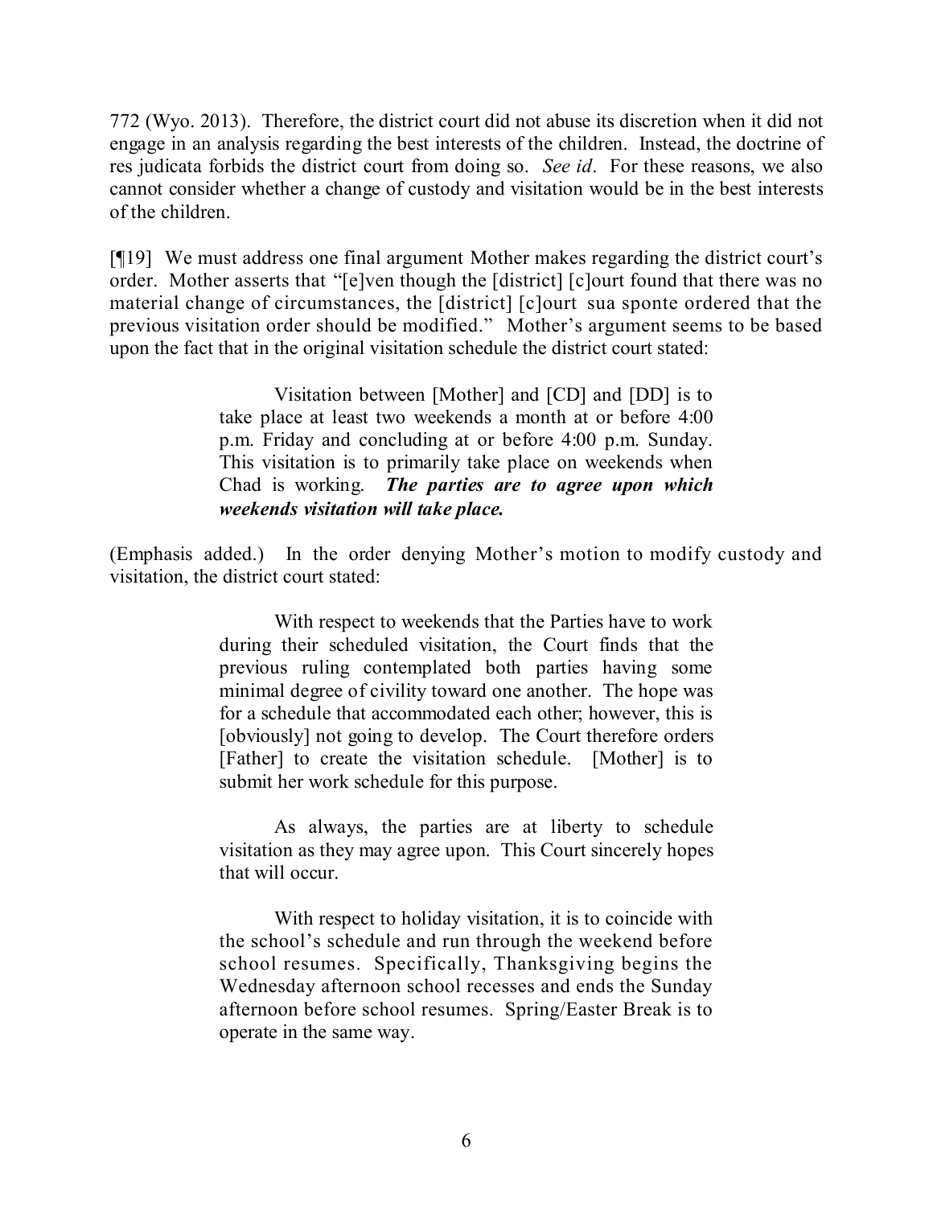772 (Wyo. 2013). Therefore, the district court did not abuse its discretion when it did not engage in an analysis regarding the best interests of the children. Instead, the doctrine of res judicata forbids the district court from doing so. *See id*. For these reasons, we also cannot consider whether a change of custody and visitation would be in the best interests of the children.

[¶19] We must address one final argument Mother makes regarding the district court's order. Mother asserts that "[e]ven though the [district] [c]ourt found that there was no material change of circumstances, the [district] [c]ourt sua sponte ordered that the previous visitation order should be modified." Mother's argument seems to be based upon the fact that in the original visitation schedule the district court stated:

> Visitation between [Mother] and [CD] and [DD] is to take place at least two weekends a month at or before 4:00 p.m. Friday and concluding at or before 4:00 p.m. Sunday. This visitation is to primarily take place on weekends when Chad is working. ***The parties are to agree upon which weekends visitation will take place.***

(Emphasis added.) In the order denying Mother's motion to modify custody and visitation, the district court stated:

> With respect to weekends that the Parties have to work during their scheduled visitation, the Court finds that the previous ruling contemplated both parties having some minimal degree of civility toward one another. The hope was for a schedule that accommodated each other; however, this is [obviously] not going to develop. The Court therefore orders [Father] to create the visitation schedule. [Mother] is to submit her work schedule for this purpose.
>
> As always, the parties are at liberty to schedule visitation as they may agree upon. This Court sincerely hopes that will occur.
>
> With respect to holiday visitation, it is to coincide with the school's schedule and run through the weekend before school resumes. Specifically, Thanksgiving begins the Wednesday afternoon school recesses and ends the Sunday afternoon before school resumes. Spring/Easter Break is to operate in the same way.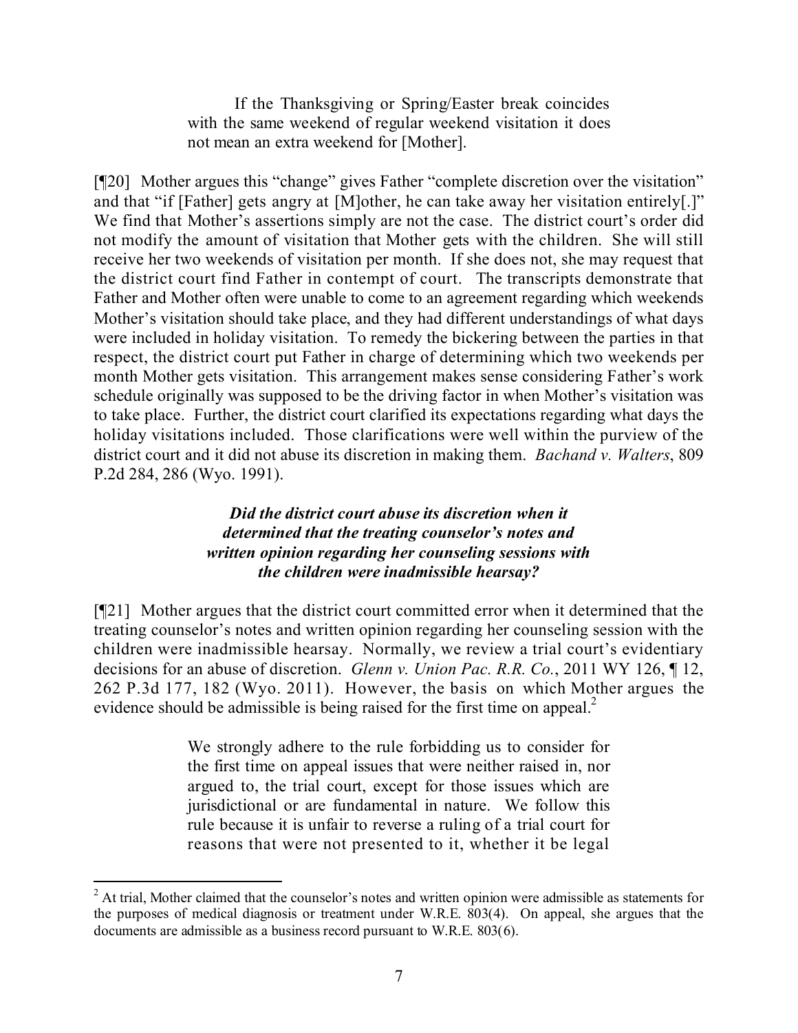> If the Thanksgiving or Spring/Easter break coincides with the same weekend of regular weekend visitation it does not mean an extra weekend for [Mother].

[¶20] Mother argues this "change" gives Father "complete discretion over the visitation" and that "if [Father] gets angry at [M]other, he can take away her visitation entirely[.]" We find that Mother's assertions simply are not the case. The district court's order did not modify the amount of visitation that Mother gets with the children. She will still receive her two weekends of visitation per month. If she does not, she may request that the district court find Father in contempt of court. The transcripts demonstrate that Father and Mother often were unable to come to an agreement regarding which weekends Mother's visitation should take place, and they had different understandings of what days were included in holiday visitation. To remedy the bickering between the parties in that respect, the district court put Father in charge of determining which two weekends per month Mother gets visitation. This arrangement makes sense considering Father's work schedule originally was supposed to be the driving factor in when Mother's visitation was to take place. Further, the district court clarified its expectations regarding what days the holiday visitations included. Those clarifications were well within the purview of the district court and it did not abuse its discretion in making them. *Bachand v. Walters*, 809 P.2d 284, 286 (Wyo. 1991).

***Did the district court abuse its discretion when it determined that the treating counselor's notes and written opinion regarding her counseling sessions with the children were inadmissible hearsay?***

[¶21] Mother argues that the district court committed error when it determined that the treating counselor's notes and written opinion regarding her counseling session with the children were inadmissible hearsay. Normally, we review a trial court's evidentiary decisions for an abuse of discretion. *Glenn v. Union Pac. R.R. Co.*, 2011 WY 126, ¶ 12, 262 P.3d 177, 182 (Wyo. 2011). However, the basis on which Mother argues the evidence should be admissible is being raised for the first time on appeal.[2]

> We strongly adhere to the rule forbidding us to consider for the first time on appeal issues that were neither raised in, nor argued to, the trial court, except for those issues which are jurisdictional or are fundamental in nature. We follow this rule because it is unfair to reverse a ruling of a trial court for reasons that were not presented to it, whether it be legal

[2] At trial, Mother claimed that the counselor's notes and written opinion were admissible as statements for the purposes of medical diagnosis or treatment under W.R.E. 803(4). On appeal, she argues that the documents are admissible as a business record pursuant to W.R.E. 803(6).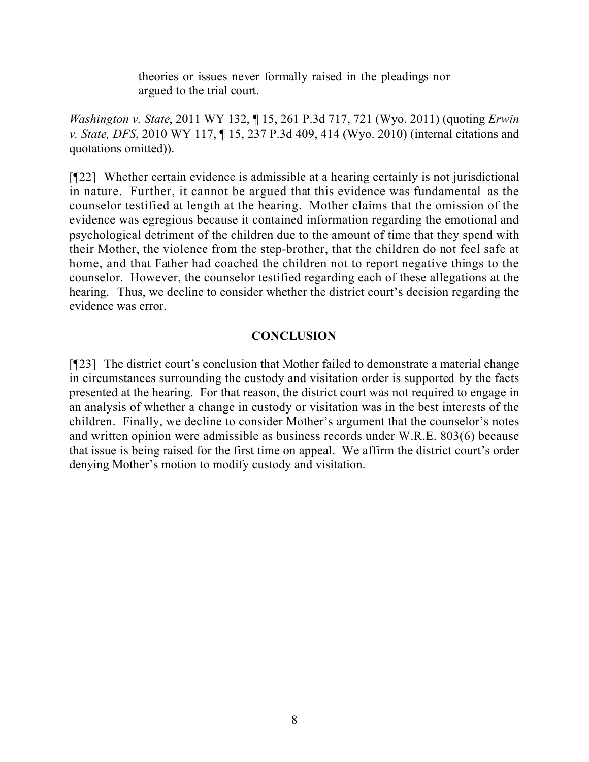> theories or issues never formally raised in the pleadings nor argued to the trial court.

*Washington v. State*, 2011 WY 132, ¶ 15, 261 P.3d 717, 721 (Wyo. 2011) (quoting *Erwin v. State, DFS*, 2010 WY 117, ¶ 15, 237 P.3d 409, 414 (Wyo. 2010) (internal citations and quotations omitted)).

[¶22] Whether certain evidence is admissible at a hearing certainly is not jurisdictional in nature. Further, it cannot be argued that this evidence was fundamental as the counselor testified at length at the hearing. Mother claims that the omission of the evidence was egregious because it contained information regarding the emotional and psychological detriment of the children due to the amount of time that they spend with their Mother, the violence from the step-brother, that the children do not feel safe at home, and that Father had coached the children not to report negative things to the counselor. However, the counselor testified regarding each of these allegations at the hearing. Thus, we decline to consider whether the district court's decision regarding the evidence was error.

## CONCLUSION

[¶23] The district court's conclusion that Mother failed to demonstrate a material change in circumstances surrounding the custody and visitation order is supported by the facts presented at the hearing. For that reason, the district court was not required to engage in an analysis of whether a change in custody or visitation was in the best interests of the children. Finally, we decline to consider Mother's argument that the counselor's notes and written opinion were admissible as business records under W.R.E. 803(6) because that issue is being raised for the first time on appeal. We affirm the district court's order denying Mother's motion to modify custody and visitation.